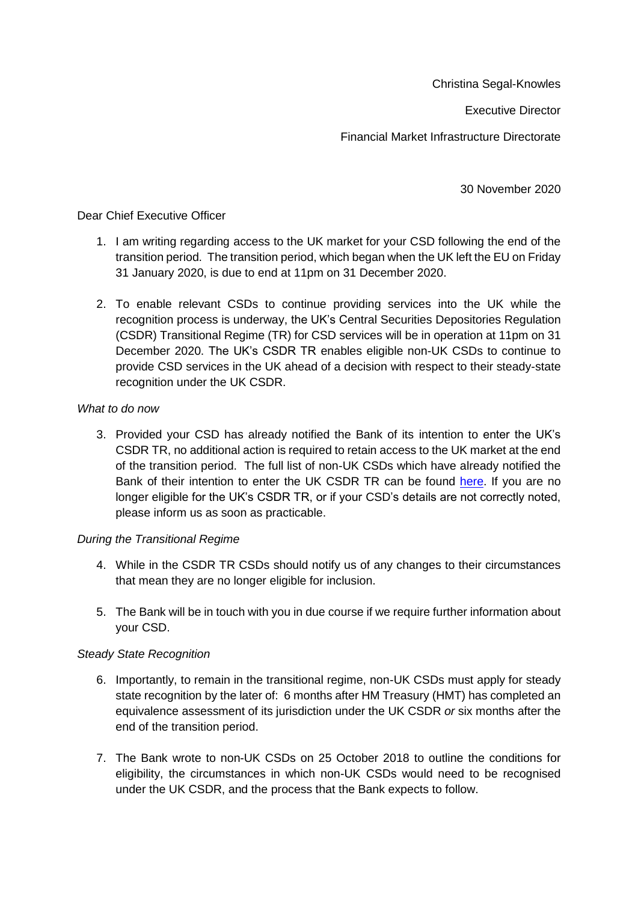Christina Segal-Knowles

Executive Director

Financial Market Infrastructure Directorate

30 November 2020

Dear Chief Executive Officer

1. I am writing regarding access to the UK market for your CSD following the end of the transition period. The transition period, which began when the UK left the EU on Friday 31 January 2020, is due to end at 11pm on 31 December 2020.

2. To enable relevant CSDs to continue providing services into the UK while the recognition process is underway, the UK's Central Securities Depositories Regulation (CSDR) Transitional Regime (TR) for CSD services will be in operation at 11pm on 31 December 2020. The UK's CSDR TR enables eligible non-UK CSDs to continue to provide CSD services in the UK ahead of a decision with respect to their steady-state recognition under the UK CSDR.

*What to do now*

3. Provided your CSD has already notified the Bank of its intention to enter the UK's CSDR TR, no additional action is required to retain access to the UK market at the end of the transition period. The full list of non-UK CSDs which have already notified the Bank of their intention to enter the UK CSDR TR can be found here. If you are no longer eligible for the UK's CSDR TR, or if your CSD's details are not correctly noted, please inform us as soon as practicable.

*During the Transitional Regime*

4. While in the CSDR TR CSDs should notify us of any changes to their circumstances that mean they are no longer eligible for inclusion.

5. The Bank will be in touch with you in due course if we require further information about your CSD.

*Steady State Recognition*

6. Importantly, to remain in the transitional regime, non-UK CSDs must apply for steady state recognition by the later of: 6 months after HM Treasury (HMT) has completed an equivalence assessment of its jurisdiction under the UK CSDR *or* six months after the end of the transition period.

7. The Bank wrote to non-UK CSDs on 25 October 2018 to outline the conditions for eligibility, the circumstances in which non-UK CSDs would need to be recognised under the UK CSDR, and the process that the Bank expects to follow.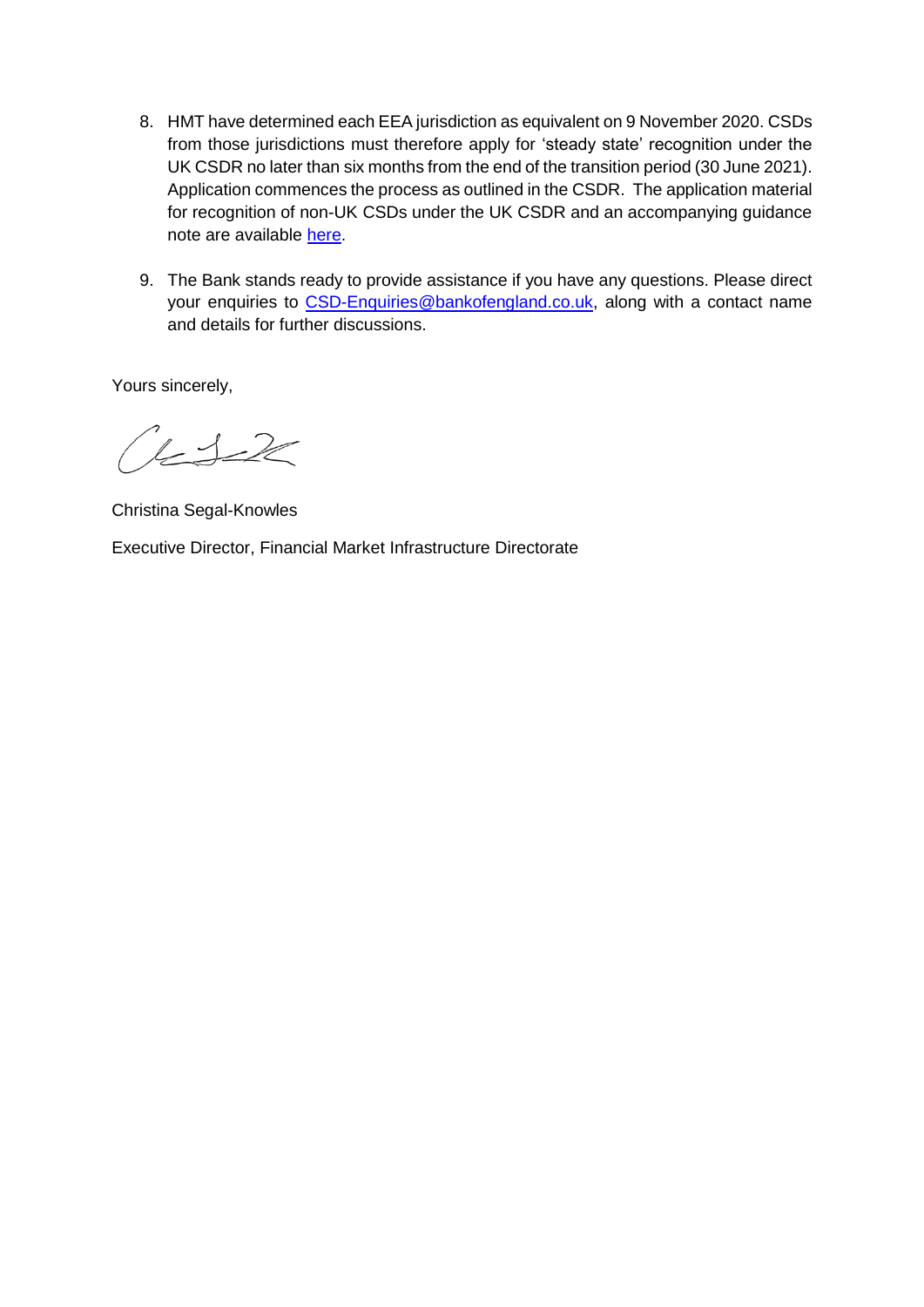8. HMT have determined each EEA jurisdiction as equivalent on 9 November 2020. CSDs from those jurisdictions must therefore apply for 'steady state' recognition under the UK CSDR no later than six months from the end of the transition period (30 June 2021). Application commences the process as outlined in the CSDR. The application material for recognition of non-UK CSDs under the UK CSDR and an accompanying guidance note are available here.

9. The Bank stands ready to provide assistance if you have any questions. Please direct your enquiries to CSD-Enquiries@bankofengland.co.uk, along with a contact name and details for further discussions.

Yours sincerely,

Christina Segal-Knowles

Executive Director, Financial Market Infrastructure Directorate